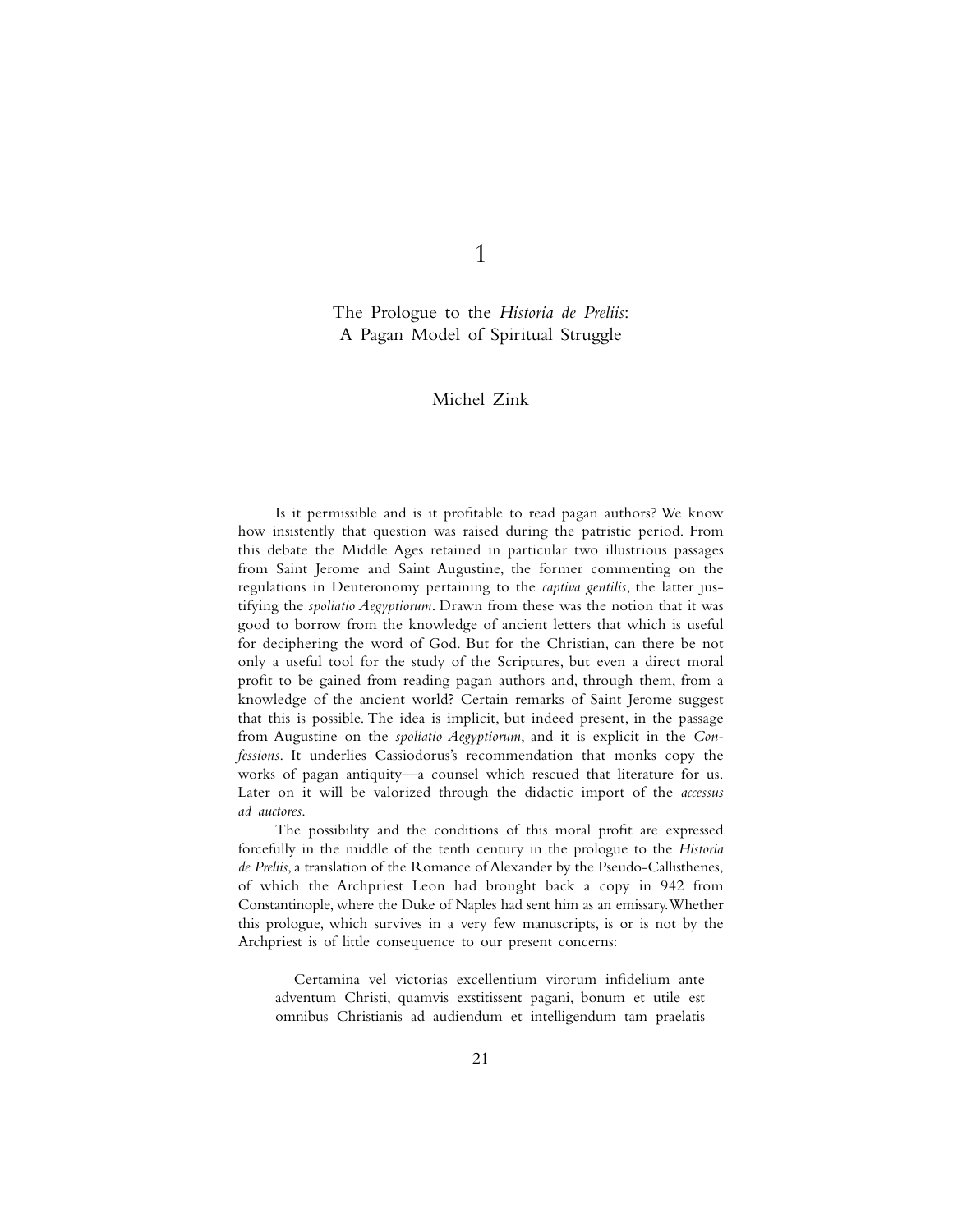# 1

## The Prologue to the *Historia de Preliis*: A Pagan Model of Spiritual Struggle

### Michel Zink

Is it permissible and is it profitable to read pagan authors? We know how insistently that question was raised during the patristic period. From this debate the Middle Ages retained in particular two illustrious passages from Saint Jerome and Saint Augustine, the former commenting on the regulations in Deuteronomy pertaining to the *captiva gentilis*, the latter justifying the *spoliatio Aegyptiorum*. Drawn from these was the notion that it was good to borrow from the knowledge of ancient letters that which is useful for deciphering the word of God. But for the Christian, can there be not only a useful tool for the study of the Scriptures, but even a direct moral profit to be gained from reading pagan authors and, through them, from a knowledge of the ancient world? Certain remarks of Saint Jerome suggest that this is possible. The idea is implicit, but indeed present, in the passage from Augustine on the *spoliatio Aegyptiorum*, and it is explicit in the *Confessions*. It underlies Cassiodorus's recommendation that monks copy the works of pagan antiquity—a counsel which rescued that literature for us. Later on it will be valorized through the didactic import of the *accessus ad auctores*.

The possibility and the conditions of this moral profit are expressed forcefully in the middle of the tenth century in the prologue to the *Historia de Preliis*, a translation of the Romance of Alexander by the Pseudo-Callisthenes, of which the Archpriest Leon had brought back a copy in 942 from Constantinople, where the Duke of Naples had sent him as an emissary. Whether this prologue, which survives in a very few manuscripts, is or is not by the Archpriest is of little consequence to our present concerns:

> Certamina vel victorias excellentium virorum infidelium ante adventum Christi, quamvis exstitissent pagani, bonum et utile est omnibus Christianis ad audiendum et intelligendum tam praelatis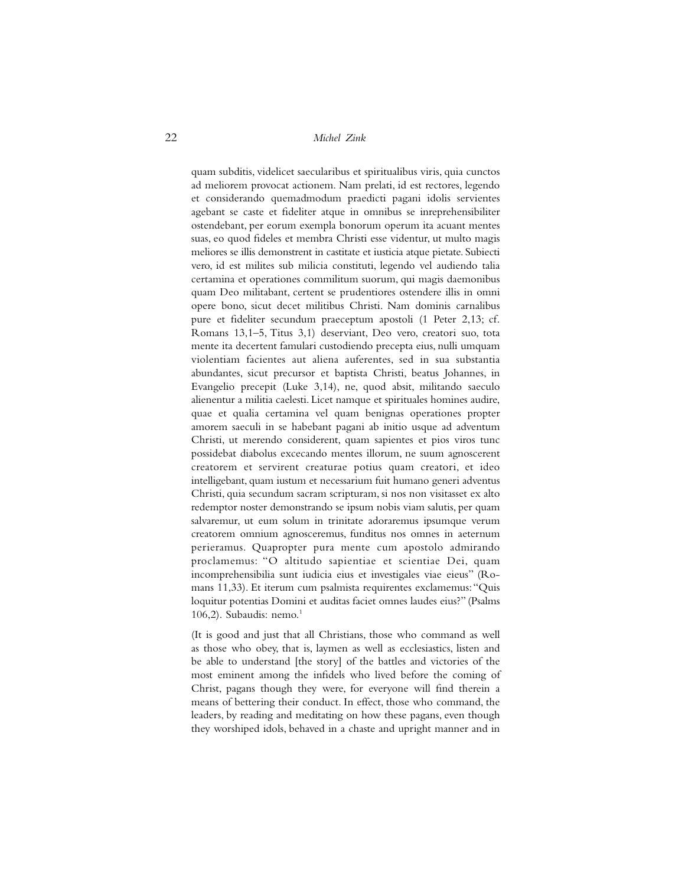quam subditis, videlicet saecularibus et spiritualibus viris, quia cunctos ad meliorem provocat actionem. Nam prelati, id est rectores, legendo et considerando quemadmodum praedicti pagani idolis servientes agebant se caste et fideliter atque in omnibus se inreprehensibiliter ostendebant, per eorum exempla bonorum operum ita acuant mentes suas, eo quod fideles et membra Christi esse videntur, ut multo magis meliores se illis demonstrent in castitate et iusticia atque pietate. Subiecti vero, id est milites sub milicia constituti, legendo vel audiendo talia certamina et operationes commilitum suorum, qui magis daemonibus quam Deo militabant, certent se prudentiores ostendere illis in omni opere bono, sicut decet militibus Christi. Nam dominis carnalibus pure et fideliter secundum praeceptum apostoli (1 Peter 2,13; cf. Romans 13,1–5, Titus 3,1) deserviant, Deo vero, creatori suo, tota mente ita decertent famulari custodiendo precepta eius, nulli umquam violentiam facientes aut aliena auferentes, sed in sua substantia abundantes, sicut precursor et baptista Christi, beatus Johannes, in Evangelio precepit (Luke 3,14), ne, quod absit, militando saeculo alienentur a militia caelesti. Licet namque et spirituales homines audire, quae et qualia certamina vel quam benignas operationes propter amorem saeculi in se habebant pagani ab initio usque ad adventum Christi, ut merendo considerent, quam sapientes et pios viros tunc possidebat diabolus excecando mentes illorum, ne suum agnoscerent creatorem et servirent creaturae potius quam creatori, et ideo intelligebant, quam iustum et necessarium fuit humano generi adventus Christi, quia secundum sacram scripturam, si nos non visitasset ex alto redemptor noster demonstrando se ipsum nobis viam salutis, per quam salvaremur, ut eum solum in trinitate adoraremus ipsumque verum creatorem omnium agnosceremus, funditus nos omnes in aeternum perieramus. Quapropter pura mente cum apostolo admirando proclamemus: "O altitudo sapientiae et scientiae Dei, quam incomprehensibilia sunt iudicia eius et investigales viae eieus" (Romans 11,33). Et iterum cum psalmista requirentes exclamemus: "Quis loquitur potentias Domini et auditas faciet omnes laudes eius?" (Psalms 106,2). Subaudis: nemo.[1]

(It is good and just that all Christians, those who command as well as those who obey, that is, laymen as well as ecclesiastics, listen and be able to understand [the story] of the battles and victories of the most eminent among the infidels who lived before the coming of Christ, pagans though they were, for everyone will find therein a means of bettering their conduct. In effect, those who command, the leaders, by reading and meditating on how these pagans, even though they worshiped idols, behaved in a chaste and upright manner and in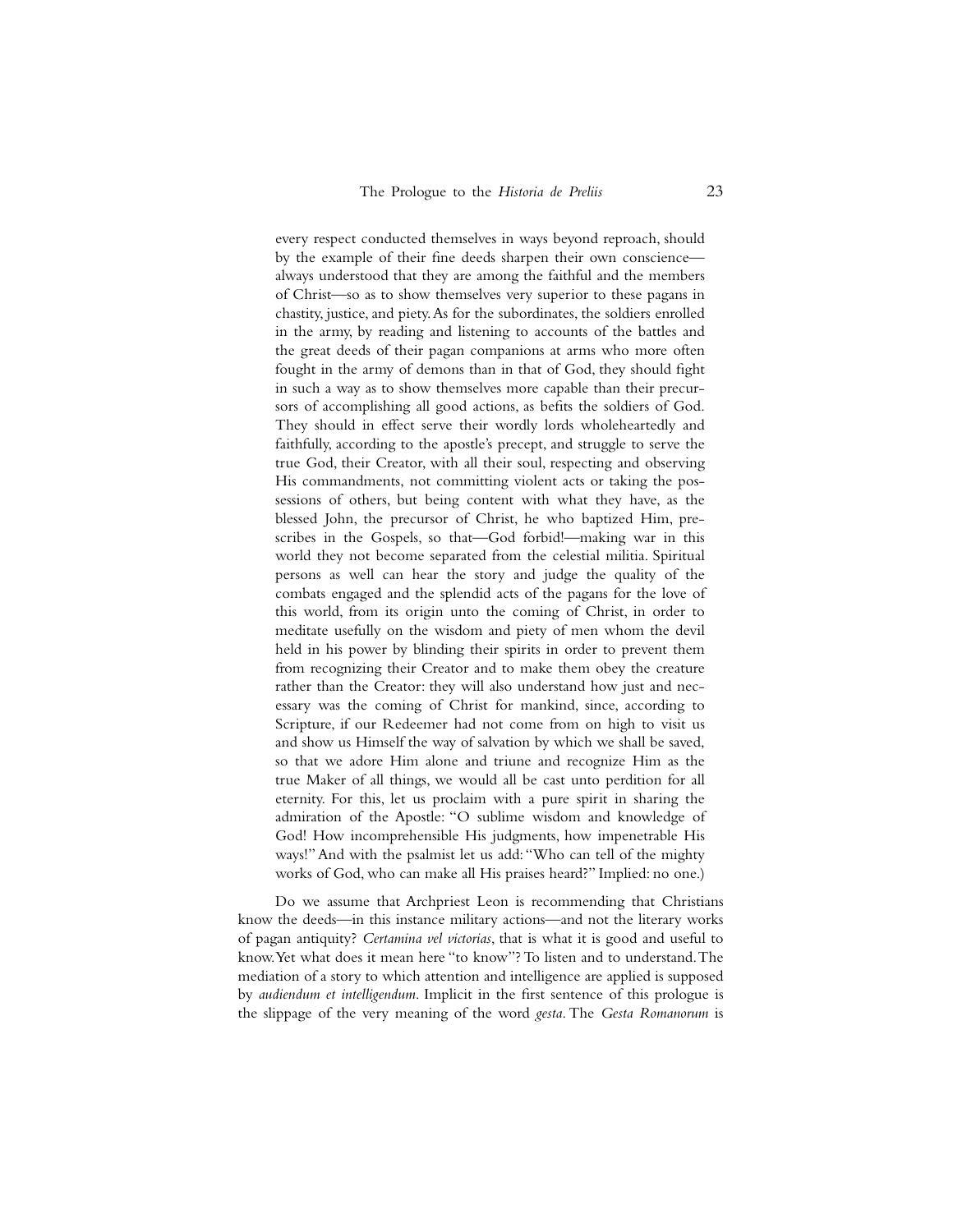every respect conducted themselves in ways beyond reproach, should by the example of their fine deeds sharpen their own conscience—always understood that they are among the faithful and the members of Christ—so as to show themselves very superior to these pagans in chastity, justice, and piety. As for the subordinates, the soldiers enrolled in the army, by reading and listening to accounts of the battles and the great deeds of their pagan companions at arms who more often fought in the army of demons than in that of God, they should fight in such a way as to show themselves more capable than their precursors of accomplishing all good actions, as befits the soldiers of God. They should in effect serve their wordly lords wholeheartedly and faithfully, according to the apostle's precept, and struggle to serve the true God, their Creator, with all their soul, respecting and observing His commandments, not committing violent acts or taking the possessions of others, but being content with what they have, as the blessed John, the precursor of Christ, he who baptized Him, prescribes in the Gospels, so that—God forbid!—making war in this world they not become separated from the celestial militia. Spiritual persons as well can hear the story and judge the quality of the combats engaged and the splendid acts of the pagans for the love of this world, from its origin unto the coming of Christ, in order to meditate usefully on the wisdom and piety of men whom the devil held in his power by blinding their spirits in order to prevent them from recognizing their Creator and to make them obey the creature rather than the Creator: they will also understand how just and necessary was the coming of Christ for mankind, since, according to Scripture, if our Redeemer had not come from on high to visit us and show us Himself the way of salvation by which we shall be saved, so that we adore Him alone and triune and recognize Him as the true Maker of all things, we would all be cast unto perdition for all eternity. For this, let us proclaim with a pure spirit in sharing the admiration of the Apostle: "O sublime wisdom and knowledge of God! How incomprehensible His judgments, how impenetrable His ways!" And with the psalmist let us add: "Who can tell of the mighty works of God, who can make all His praises heard?" Implied: no one.)

Do we assume that Archpriest Leon is recommending that Christians know the deeds—in this instance military actions—and not the literary works of pagan antiquity? *Certamina vel victorias*, that is what it is good and useful to know. Yet what does it mean here "to know"? To listen and to understand. The mediation of a story to which attention and intelligence are applied is supposed by *audiendum et intelligendum*. Implicit in the first sentence of this prologue is the slippage of the very meaning of the word *gesta*. The *Gesta Romanorum* is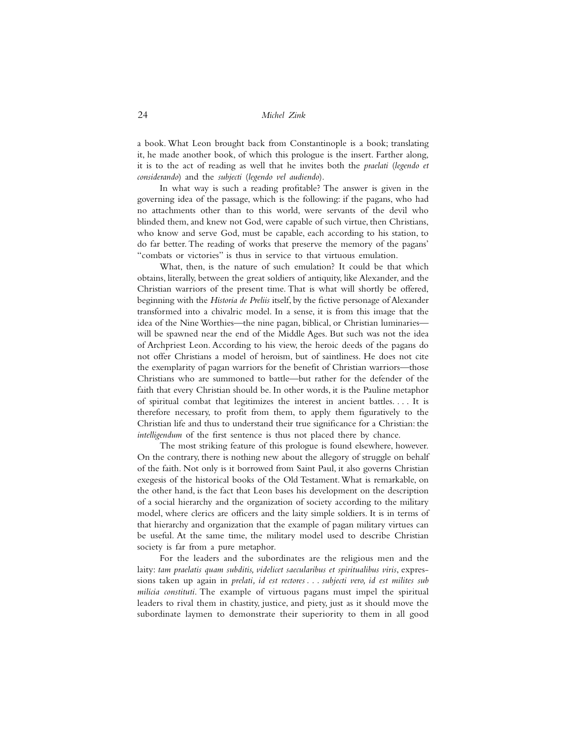a book. What Leon brought back from Constantinople is a book; translating it, he made another book, of which this prologue is the insert. Farther along, it is to the act of reading as well that he invites both the *praelati* (*legendo et considerando*) and the *subjecti* (*legendo vel audiendo*).

In what way is such a reading profitable? The answer is given in the governing idea of the passage, which is the following: if the pagans, who had no attachments other than to this world, were servants of the devil who blinded them, and knew not God, were capable of such virtue, then Christians, who know and serve God, must be capable, each according to his station, to do far better. The reading of works that preserve the memory of the pagans' "combats or victories" is thus in service to that virtuous emulation.

What, then, is the nature of such emulation? It could be that which obtains, literally, between the great soldiers of antiquity, like Alexander, and the Christian warriors of the present time. That is what will shortly be offered, beginning with the *Historia de Preliis* itself, by the fictive personage of Alexander transformed into a chivalric model. In a sense, it is from this image that the idea of the Nine Worthies—the nine pagan, biblical, or Christian luminaries—will be spawned near the end of the Middle Ages. But such was not the idea of Archpriest Leon. According to his view, the heroic deeds of the pagans do not offer Christians a model of heroism, but of saintliness. He does not cite the exemplarity of pagan warriors for the benefit of Christian warriors—those Christians who are summoned to battle—but rather for the defender of the faith that every Christian should be. In other words, it is the Pauline metaphor of spiritual combat that legitimizes the interest in ancient battles. . . . It is therefore necessary, to profit from them, to apply them figuratively to the Christian life and thus to understand their true significance for a Christian: the *intelligendum* of the first sentence is thus not placed there by chance.

The most striking feature of this prologue is found elsewhere, however. On the contrary, there is nothing new about the allegory of struggle on behalf of the faith. Not only is it borrowed from Saint Paul, it also governs Christian exegesis of the historical books of the Old Testament. What is remarkable, on the other hand, is the fact that Leon bases his development on the description of a social hierarchy and the organization of society according to the military model, where clerics are officers and the laity simple soldiers. It is in terms of that hierarchy and organization that the example of pagan military virtues can be useful. At the same time, the military model used to describe Christian society is far from a pure metaphor.

For the leaders and the subordinates are the religious men and the laity: *tam praelatis quam subditis, videlicet saecularibus et spiritualibus viris*, expressions taken up again in *prelati, id est rectores . . . subjecti vero, id est milites sub milicia constituti*. The example of virtuous pagans must impel the spiritual leaders to rival them in chastity, justice, and piety, just as it should move the subordinate laymen to demonstrate their superiority to them in all good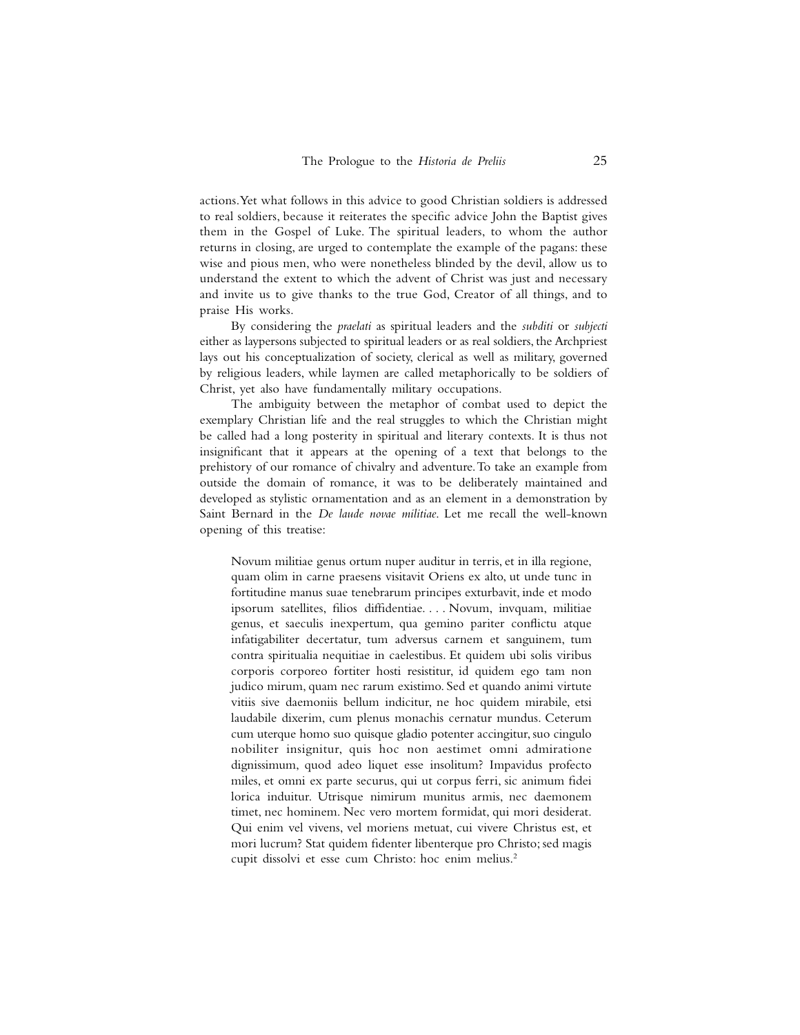actions. Yet what follows in this advice to good Christian soldiers is addressed to real soldiers, because it reiterates the specific advice John the Baptist gives them in the Gospel of Luke. The spiritual leaders, to whom the author returns in closing, are urged to contemplate the example of the pagans: these wise and pious men, who were nonetheless blinded by the devil, allow us to understand the extent to which the advent of Christ was just and necessary and invite us to give thanks to the true God, Creator of all things, and to praise His works.

By considering the *praelati* as spiritual leaders and the *subditi* or *subjecti* either as laypersons subjected to spiritual leaders or as real soldiers, the Archpriest lays out his conceptualization of society, clerical as well as military, governed by religious leaders, while laymen are called metaphorically to be soldiers of Christ, yet also have fundamentally military occupations.

The ambiguity between the metaphor of combat used to depict the exemplary Christian life and the real struggles to which the Christian might be called had a long posterity in spiritual and literary contexts. It is thus not insignificant that it appears at the opening of a text that belongs to the prehistory of our romance of chivalry and adventure. To take an example from outside the domain of romance, it was to be deliberately maintained and developed as stylistic ornamentation and as an element in a demonstration by Saint Bernard in the *De laude novae militiae*. Let me recall the well-known opening of this treatise:

> Novum militiae genus ortum nuper auditur in terris, et in illa regione, quam olim in carne praesens visitavit Oriens ex alto, ut unde tunc in fortitudine manus suae tenebrarum principes exturbavit, inde et modo ipsorum satellites, filios diffidentiae. . . . Novum, invquam, militiae genus, et saeculis inexpertum, qua gemino pariter conflictu atque infatigabiliter decertatur, tum adversus carnem et sanguinem, tum contra spiritualia nequitiae in caelestibus. Et quidem ubi solis viribus corporis corporeo fortiter hosti resistitur, id quidem ego tam non judico mirum, quam nec rarum existimo. Sed et quando animi virtute vitiis sive daemoniis bellum indicitur, ne hoc quidem mirabile, etsi laudabile dixerim, cum plenus monachis cernatur mundus. Ceterum cum uterque homo suo quisque gladio potenter accingitur, suo cingulo nobiliter insignitur, quis hoc non aestimet omni admiratione dignissimum, quod adeo liquet esse insolitum? Impavidus profecto miles, et omni ex parte securus, qui ut corpus ferri, sic animum fidei lorica induitur. Utrisque nimirum munitus armis, nec daemonem timet, nec hominem. Nec vero mortem formidat, qui mori desiderat. Qui enim vel vivens, vel moriens metuat, cui vivere Christus est, et mori lucrum? Stat quidem fidenter libenterque pro Christo; sed magis cupit dissolvi et esse cum Christo: hoc enim melius.[2]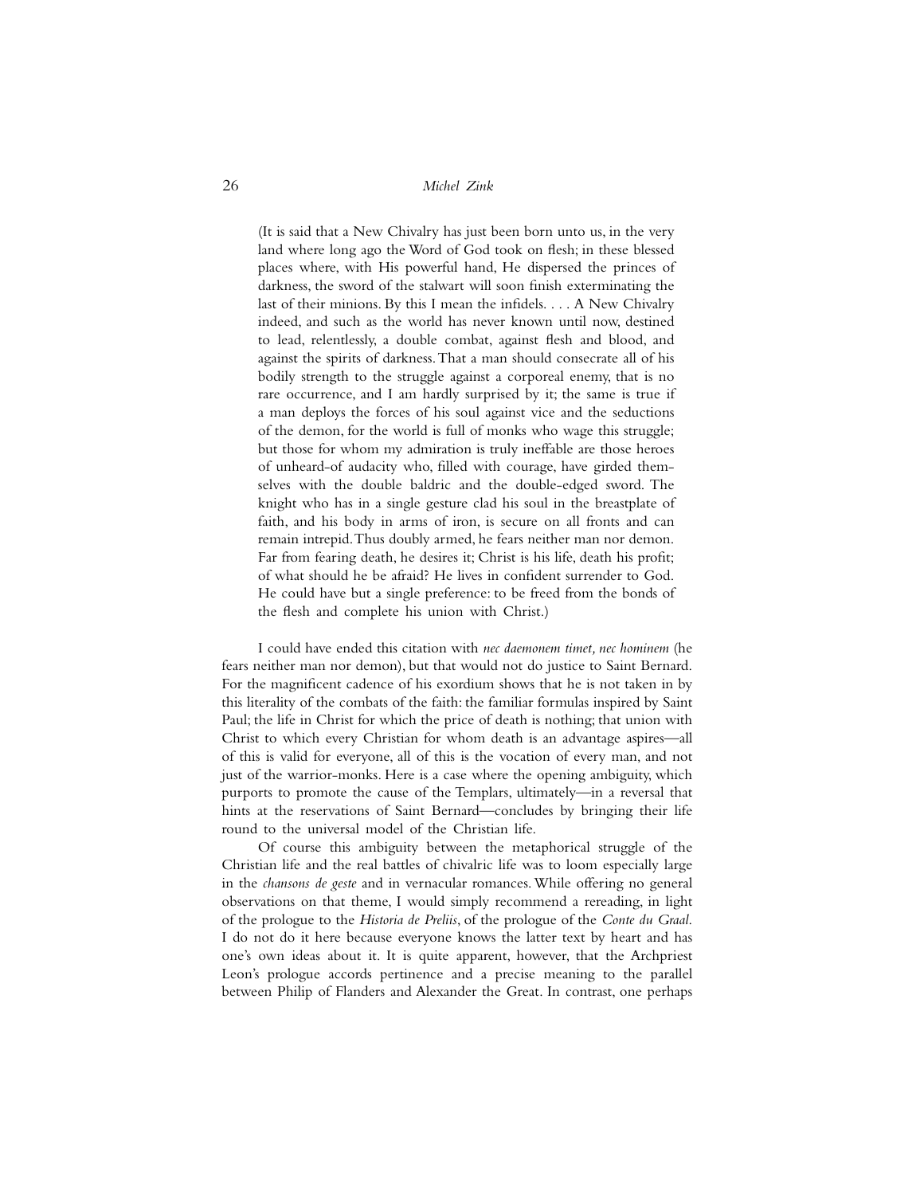(It is said that a New Chivalry has just been born unto us, in the very land where long ago the Word of God took on flesh; in these blessed places where, with His powerful hand, He dispersed the princes of darkness, the sword of the stalwart will soon finish exterminating the last of their minions. By this I mean the infidels. . . . A New Chivalry indeed, and such as the world has never known until now, destined to lead, relentlessly, a double combat, against flesh and blood, and against the spirits of darkness. That a man should consecrate all of his bodily strength to the struggle against a corporeal enemy, that is no rare occurrence, and I am hardly surprised by it; the same is true if a man deploys the forces of his soul against vice and the seductions of the demon, for the world is full of monks who wage this struggle; but those for whom my admiration is truly ineffable are those heroes of unheard-of audacity who, filled with courage, have girded themselves with the double baldric and the double-edged sword. The knight who has in a single gesture clad his soul in the breastplate of faith, and his body in arms of iron, is secure on all fronts and can remain intrepid. Thus doubly armed, he fears neither man nor demon. Far from fearing death, he desires it; Christ is his life, death his profit; of what should he be afraid? He lives in confident surrender to God. He could have but a single preference: to be freed from the bonds of the flesh and complete his union with Christ.)

I could have ended this citation with *nec daemonem timet, nec hominem* (he fears neither man nor demon), but that would not do justice to Saint Bernard. For the magnificent cadence of his exordium shows that he is not taken in by this literality of the combats of the faith: the familiar formulas inspired by Saint Paul; the life in Christ for which the price of death is nothing; that union with Christ to which every Christian for whom death is an advantage aspires—all of this is valid for everyone, all of this is the vocation of every man, and not just of the warrior-monks. Here is a case where the opening ambiguity, which purports to promote the cause of the Templars, ultimately—in a reversal that hints at the reservations of Saint Bernard—concludes by bringing their life round to the universal model of the Christian life.

Of course this ambiguity between the metaphorical struggle of the Christian life and the real battles of chivalric life was to loom especially large in the *chansons de geste* and in vernacular romances. While offering no general observations on that theme, I would simply recommend a rereading, in light of the prologue to the *Historia de Preliis*, of the prologue of the *Conte du Graal*. I do not do it here because everyone knows the latter text by heart and has one's own ideas about it. It is quite apparent, however, that the Archpriest Leon's prologue accords pertinence and a precise meaning to the parallel between Philip of Flanders and Alexander the Great. In contrast, one perhaps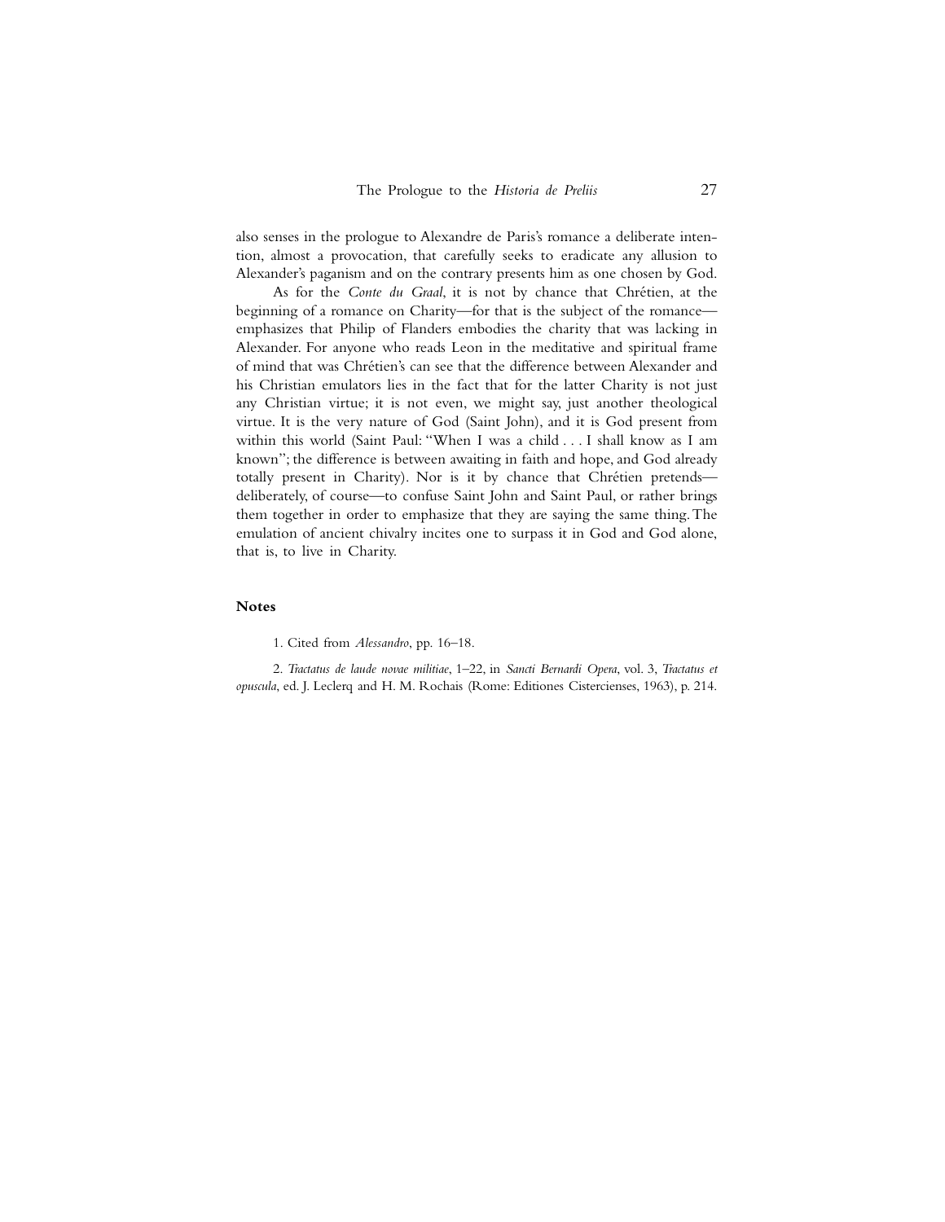also senses in the prologue to Alexandre de Paris's romance a deliberate intention, almost a provocation, that carefully seeks to eradicate any allusion to Alexander's paganism and on the contrary presents him as one chosen by God.

As for the *Conte du Graal*, it is not by chance that Chrétien, at the beginning of a romance on Charity—for that is the subject of the romance—emphasizes that Philip of Flanders embodies the charity that was lacking in Alexander. For anyone who reads Leon in the meditative and spiritual frame of mind that was Chrétien's can see that the difference between Alexander and his Christian emulators lies in the fact that for the latter Charity is not just any Christian virtue; it is not even, we might say, just another theological virtue. It is the very nature of God (Saint John), and it is God present from within this world (Saint Paul: "When I was a child . . . I shall know as I am known"; the difference is between awaiting in faith and hope, and God already totally present in Charity). Nor is it by chance that Chrétien pretends—deliberately, of course—to confuse Saint John and Saint Paul, or rather brings them together in order to emphasize that they are saying the same thing. The emulation of ancient chivalry incites one to surpass it in God and God alone, that is, to live in Charity.

## Notes

1. Cited from *Alessandro*, pp. 16–18.

2. *Tractatus de laude novae militiae*, 1–22, in *Sancti Bernardi Opera*, vol. 3, *Tractatus et opuscula*, ed. J. Leclerq and H. M. Rochais (Rome: Editiones Cistercienses, 1963), p. 214.